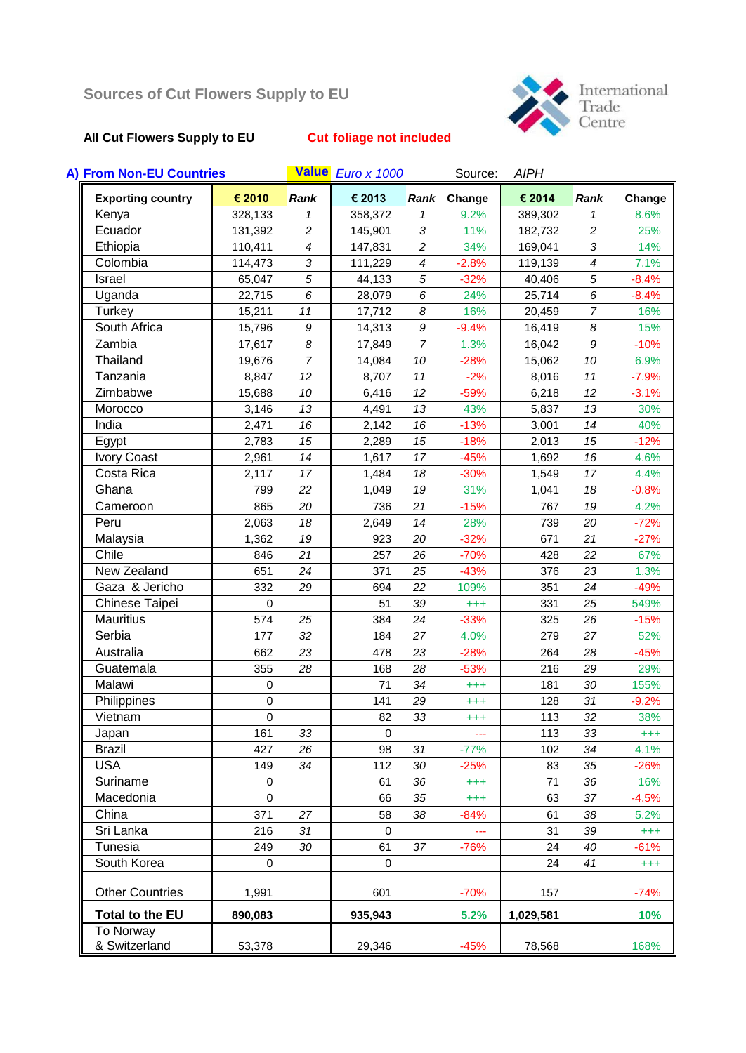## Sources of Cut Flowers Supply to EU

International Trade Centre

**All Cut Flowers Supply to EU** **Cut foliage not included**

**A) From Non-EU Countries** **Value** *Euro x 1000* Source: *AIPH*

| Exporting country | € 2010 | Rank | € 2013 | Rank | Change | € 2014 | Rank | Change |
|---|---|---|---|---|---|---|---|---|
| Kenya | 328,133 | 1 | 358,372 | 1 | 9.2% | 389,302 | 1 | 8.6% |
| Ecuador | 131,392 | 2 | 145,901 | 3 | 11% | 182,732 | 2 | 25% |
| Ethiopia | 110,411 | 4 | 147,831 | 2 | 34% | 169,041 | 3 | 14% |
| Colombia | 114,473 | 3 | 111,229 | 4 | -2.8% | 119,139 | 4 | 7.1% |
| Israel | 65,047 | 5 | 44,133 | 5 | -32% | 40,406 | 5 | -8.4% |
| Uganda | 22,715 | 6 | 28,079 | 6 | 24% | 25,714 | 6 | -8.4% |
| Turkey | 15,211 | 11 | 17,712 | 8 | 16% | 20,459 | 7 | 16% |
| South Africa | 15,796 | 9 | 14,313 | 9 | -9.4% | 16,419 | 8 | 15% |
| Zambia | 17,617 | 8 | 17,849 | 7 | 1.3% | 16,042 | 9 | -10% |
| Thailand | 19,676 | 7 | 14,084 | 10 | -28% | 15,062 | 10 | 6.9% |
| Tanzania | 8,847 | 12 | 8,707 | 11 | -2% | 8,016 | 11 | -7.9% |
| Zimbabwe | 15,688 | 10 | 6,416 | 12 | -59% | 6,218 | 12 | -3.1% |
| Morocco | 3,146 | 13 | 4,491 | 13 | 43% | 5,837 | 13 | 30% |
| India | 2,471 | 16 | 2,142 | 16 | -13% | 3,001 | 14 | 40% |
| Egypt | 2,783 | 15 | 2,289 | 15 | -18% | 2,013 | 15 | -12% |
| Ivory Coast | 2,961 | 14 | 1,617 | 17 | -45% | 1,692 | 16 | 4.6% |
| Costa Rica | 2,117 | 17 | 1,484 | 18 | -30% | 1,549 | 17 | 4.4% |
| Ghana | 799 | 22 | 1,049 | 19 | 31% | 1,041 | 18 | -0.8% |
| Cameroon | 865 | 20 | 736 | 21 | -15% | 767 | 19 | 4.2% |
| Peru | 2,063 | 18 | 2,649 | 14 | 28% | 739 | 20 | -72% |
| Malaysia | 1,362 | 19 | 923 | 20 | -32% | 671 | 21 | -27% |
| Chile | 846 | 21 | 257 | 26 | -70% | 428 | 22 | 67% |
| New Zealand | 651 | 24 | 371 | 25 | -43% | 376 | 23 | 1.3% |
| Gaza & Jericho | 332 | 29 | 694 | 22 | 109% | 351 | 24 | -49% |
| Chinese Taipei | 0 | | 51 | 39 | +++ | 331 | 25 | 549% |
| Mauritius | 574 | 25 | 384 | 24 | -33% | 325 | 26 | -15% |
| Serbia | 177 | 32 | 184 | 27 | 4.0% | 279 | 27 | 52% |
| Australia | 662 | 23 | 478 | 23 | -28% | 264 | 28 | -45% |
| Guatemala | 355 | 28 | 168 | 28 | -53% | 216 | 29 | 29% |
| Malawi | 0 | | 71 | 34 | +++ | 181 | 30 | 155% |
| Philippines | 0 | | 141 | 29 | +++ | 128 | 31 | -9.2% |
| Vietnam | 0 | | 82 | 33 | +++ | 113 | 32 | 38% |
| Japan | 161 | 33 | 0 | | --- | 113 | 33 | +++ |
| Brazil | 427 | 26 | 98 | 31 | -77% | 102 | 34 | 4.1% |
| USA | 149 | 34 | 112 | 30 | -25% | 83 | 35 | -26% |
| Suriname | 0 | | 61 | 36 | +++ | 71 | 36 | 16% |
| Macedonia | 0 | | 66 | 35 | +++ | 63 | 37 | -4.5% |
| China | 371 | 27 | 58 | 38 | -84% | 61 | 38 | 5.2% |
| Sri Lanka | 216 | 31 | 0 | | --- | 31 | 39 | +++ |
| Tunesia | 249 | 30 | 61 | 37 | -76% | 24 | 40 | -61% |
| South Korea | 0 | | 0 | | | 24 | 41 | +++ |
| | | | | | | | | |
| Other Countries | 1,991 | | 601 | | -70% | 157 | | -74% |
| **Total to the EU** | **890,083** | | **935,943** | | **5.2%** | **1,029,581** | | **10%** |
| To Norway & Switzerland | 53,378 | | 29,346 | | -45% | 78,568 | | 168% |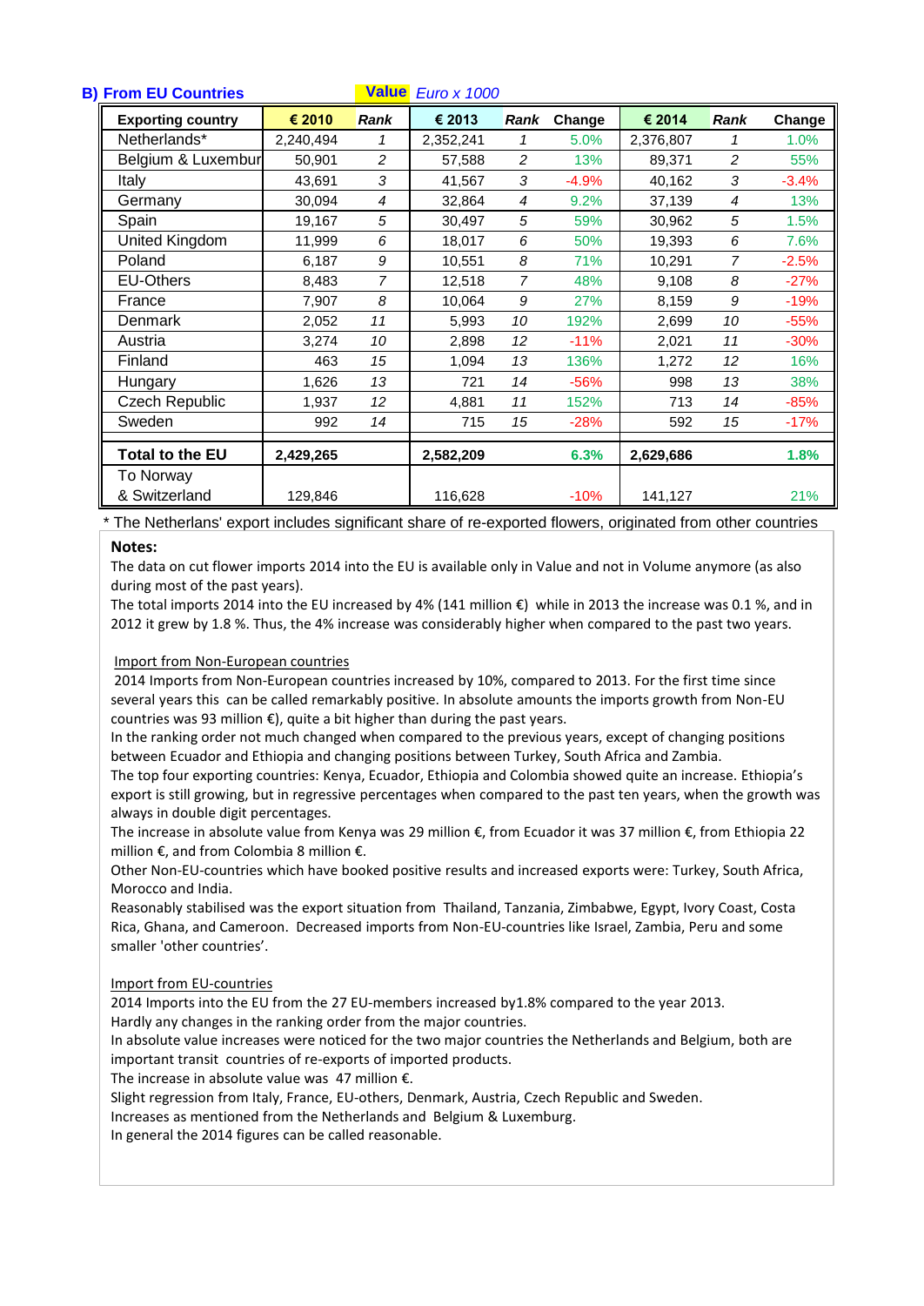**B) From EU Countries** **Value** *Euro x 1000*

| Exporting country | € 2010 | Rank | € 2013 | Rank | Change | € 2014 | Rank | Change |
|---|---|---|---|---|---|---|---|---|
| Netherlands* | 2,240,494 | *1* | 2,352,241 | *1* | 5.0% | 2,376,807 | *1* | 1.0% |
| Belgium & Luxembur | 50,901 | *2* | 57,588 | *2* | 13% | 89,371 | *2* | 55% |
| Italy | 43,691 | *3* | 41,567 | *3* | -4.9% | 40,162 | *3* | -3.4% |
| Germany | 30,094 | *4* | 32,864 | *4* | 9.2% | 37,139 | *4* | 13% |
| Spain | 19,167 | *5* | 30,497 | *5* | 59% | 30,962 | *5* | 1.5% |
| United Kingdom | 11,999 | *6* | 18,017 | *6* | 50% | 19,393 | *6* | 7.6% |
| Poland | 6,187 | *9* | 10,551 | *8* | 71% | 10,291 | *7* | -2.5% |
| EU-Others | 8,483 | *7* | 12,518 | *7* | 48% | 9,108 | *8* | -27% |
| France | 7,907 | *8* | 10,064 | *9* | 27% | 8,159 | *9* | -19% |
| Denmark | 2,052 | *11* | 5,993 | *10* | 192% | 2,699 | *10* | -55% |
| Austria | 3,274 | *10* | 2,898 | *12* | -11% | 2,021 | *11* | -30% |
| Finland | 463 | *15* | 1,094 | *13* | 136% | 1,272 | *12* | 16% |
| Hungary | 1,626 | *13* | 721 | *14* | -56% | 998 | *13* | 38% |
| Czech Republic | 1,937 | *12* | 4,881 | *11* | 152% | 713 | *14* | -85% |
| Sweden | 992 | *14* | 715 | *15* | -28% | 592 | *15* | -17% |
| **Total to the EU** | **2,429,265** | | **2,582,209** | | **6.3%** | **2,629,686** | | **1.8%** |
| To Norway & Switzerland | 129,846 | | 116,628 | | -10% | 141,127 | | 21% |

\* The Netherlans' export includes significant share of re-exported flowers, originated from other countries

**Notes:**

The data on cut flower imports 2014 into the EU is available only in Value and not in Volume anymore (as also during most of the past years).
The total imports 2014 into the EU increased by 4% (141 million €) while in 2013 the increase was 0.1 %, and in 2012 it grew by 1.8 %. Thus, the 4% increase was considerably higher when compared to the past two years.

Import from Non-European countries

2014 Imports from Non-European countries increased by 10%, compared to 2013. For the first time since several years this can be called remarkably positive. In absolute amounts the imports growth from Non-EU countries was 93 million €), quite a bit higher than during the past years.
In the ranking order not much changed when compared to the previous years, except of changing positions between Ecuador and Ethiopia and changing positions between Turkey, South Africa and Zambia.
The top four exporting countries: Kenya, Ecuador, Ethiopia and Colombia showed quite an increase. Ethiopia's export is still growing, but in regressive percentages when compared to the past ten years, when the growth was always in double digit percentages.
The increase in absolute value from Kenya was 29 million €, from Ecuador it was 37 million €, from Ethiopia 22 million €, and from Colombia 8 million €.
Other Non-EU-countries which have booked positive results and increased exports were: Turkey, South Africa, Morocco and India.
Reasonably stabilised was the export situation from Thailand, Tanzania, Zimbabwe, Egypt, Ivory Coast, Costa Rica, Ghana, and Cameroon. Decreased imports from Non-EU-countries like Israel, Zambia, Peru and some smaller 'other countries'.

Import from EU-countries

2014 Imports into the EU from the 27 EU-members increased by1.8% compared to the year 2013.
Hardly any changes in the ranking order from the major countries.
In absolute value increases were noticed for the two major countries the Netherlands and Belgium, both are important transit countries of re-exports of imported products.
The increase in absolute value was 47 million €.
Slight regression from Italy, France, EU-others, Denmark, Austria, Czech Republic and Sweden.
Increases as mentioned from the Netherlands and Belgium & Luxemburg.
In general the 2014 figures can be called reasonable.